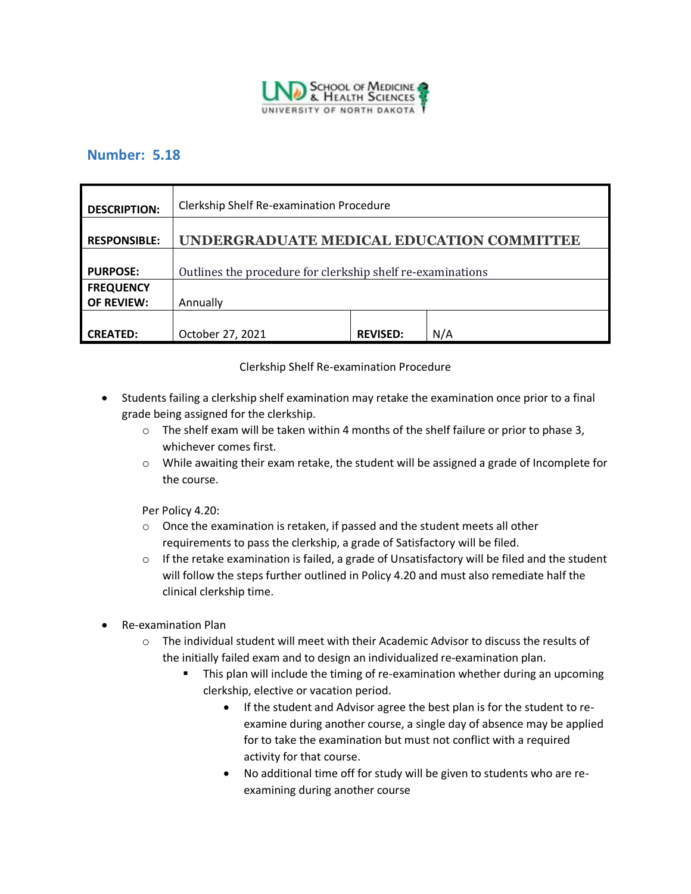## Number: 5.18

| | | | |
|---|---|---|---|
| **DESCRIPTION:** | Clerkship Shelf Re-examination Procedure | | |
| **RESPONSIBLE:** | **UNDERGRADUATE MEDICAL EDUCATION COMMITTEE** | | |
| **PURPOSE:** | Outlines the procedure for clerkship shelf re-examinations | | |
| **FREQUENCY OF REVIEW:** | Annually | | |
| **CREATED:** | October 27, 2021 | **REVISED:** | N/A |

Clerkship Shelf Re-examination Procedure

- Students failing a clerkship shelf examination may retake the examination once prior to a final grade being assigned for the clerkship.
    - The shelf exam will be taken within 4 months of the shelf failure or prior to phase 3, whichever comes first.
    - While awaiting their exam retake, the student will be assigned a grade of Incomplete for the course.

    Per Policy 4.20:
    - Once the examination is retaken, if passed and the student meets all other requirements to pass the clerkship, a grade of Satisfactory will be filed.
    - If the retake examination is failed, a grade of Unsatisfactory will be filed and the student will follow the steps further outlined in Policy 4.20 and must also remediate half the clinical clerkship time.

- Re-examination Plan
    - The individual student will meet with their Academic Advisor to discuss the results of the initially failed exam and to design an individualized re-examination plan.
        - This plan will include the timing of re-examination whether during an upcoming clerkship, elective or vacation period.
            - If the student and Advisor agree the best plan is for the student to re-examine during another course, a single day of absence may be applied for to take the examination but must not conflict with a required activity for that course.
            - No additional time off for study will be given to students who are re-examining during another course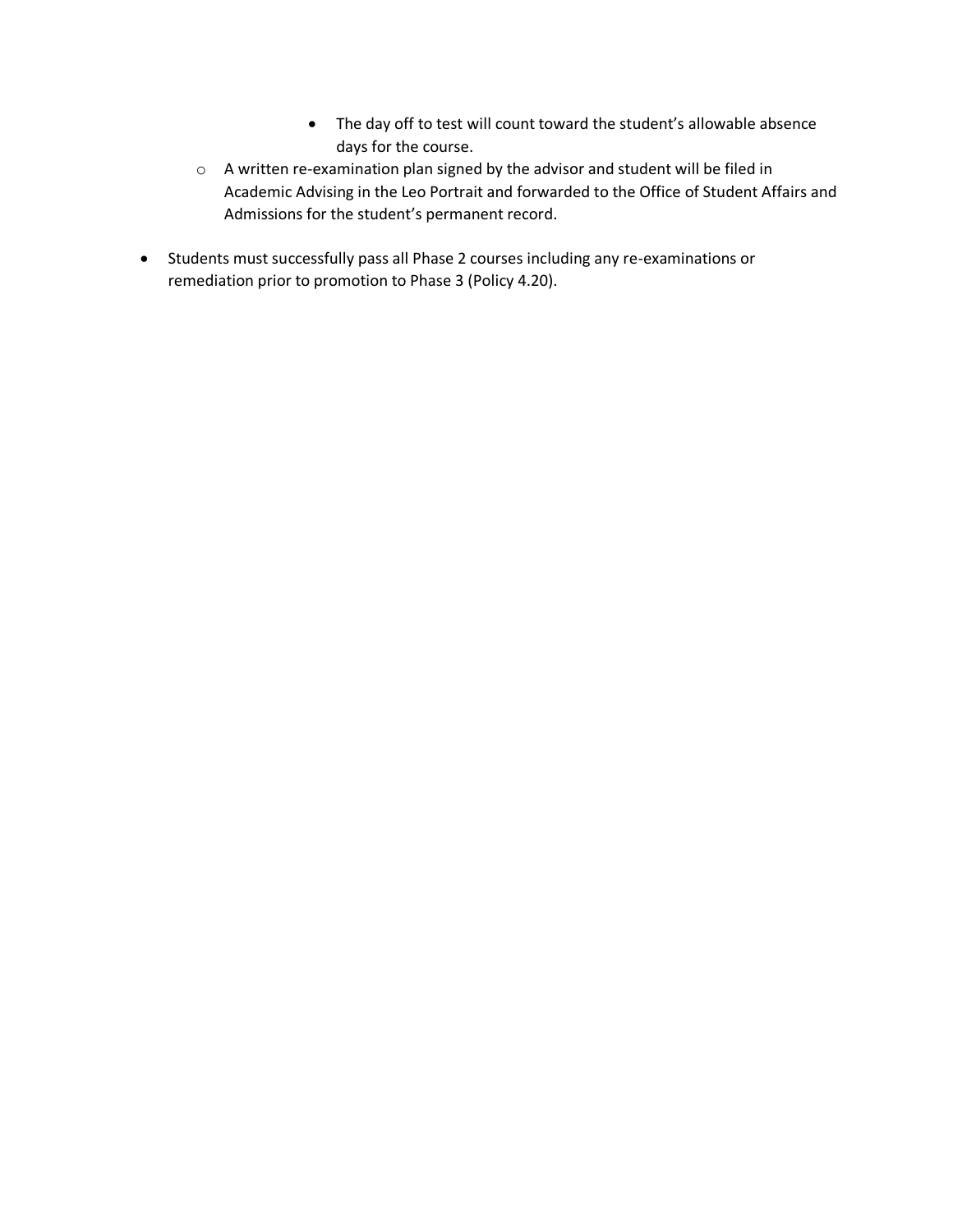- The day off to test will count toward the student's allowable absence days for the course.
    - A written re-examination plan signed by the advisor and student will be filed in Academic Advising in the Leo Portrait and forwarded to the Office of Student Affairs and Admissions for the student's permanent record.

- Students must successfully pass all Phase 2 courses including any re-examinations or remediation prior to promotion to Phase 3 (Policy 4.20).